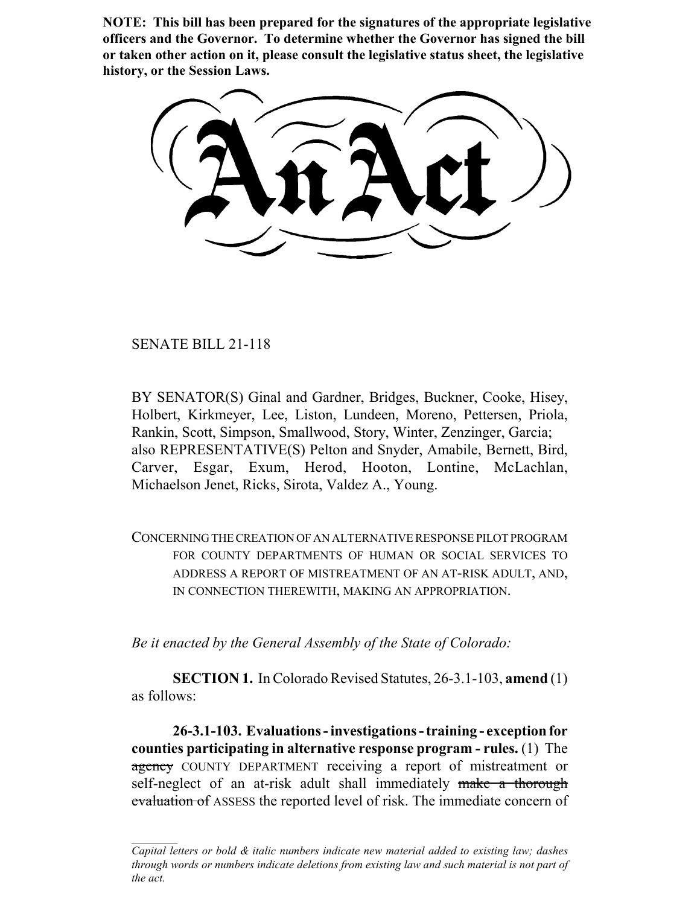**NOTE: This bill has been prepared for the signatures of the appropriate legislative officers and the Governor. To determine whether the Governor has signed the bill or taken other action on it, please consult the legislative status sheet, the legislative history, or the Session Laws.**

# An Act

SENATE BILL 21-118

BY SENATOR(S) Ginal and Gardner, Bridges, Buckner, Cooke, Hisey, Holbert, Kirkmeyer, Lee, Liston, Lundeen, Moreno, Pettersen, Priola, Rankin, Scott, Simpson, Smallwood, Story, Winter, Zenzinger, Garcia;
also REPRESENTATIVE(S) Pelton and Snyder, Amabile, Bernett, Bird, Carver, Esgar, Exum, Herod, Hooton, Lontine, McLachlan, Michaelson Jenet, Ricks, Sirota, Valdez A., Young.

CONCERNING THE CREATION OF AN ALTERNATIVE RESPONSE PILOT PROGRAM FOR COUNTY DEPARTMENTS OF HUMAN OR SOCIAL SERVICES TO ADDRESS A REPORT OF MISTREATMENT OF AN AT-RISK ADULT, AND, IN CONNECTION THEREWITH, MAKING AN APPROPRIATION.

*Be it enacted by the General Assembly of the State of Colorado:*

**SECTION 1.** In Colorado Revised Statutes, 26-3.1-103, **amend** (1) as follows:

**26-3.1-103. Evaluations - investigations - training - exception for counties participating in alternative response program - rules.** (1) The ~~agency~~ COUNTY DEPARTMENT receiving a report of mistreatment or self-neglect of an at-risk adult shall immediately ~~make a thorough evaluation of~~ ASSESS the reported level of risk. The immediate concern of

*Capital letters or bold & italic numbers indicate new material added to existing law; dashes through words or numbers indicate deletions from existing law and such material is not part of the act.*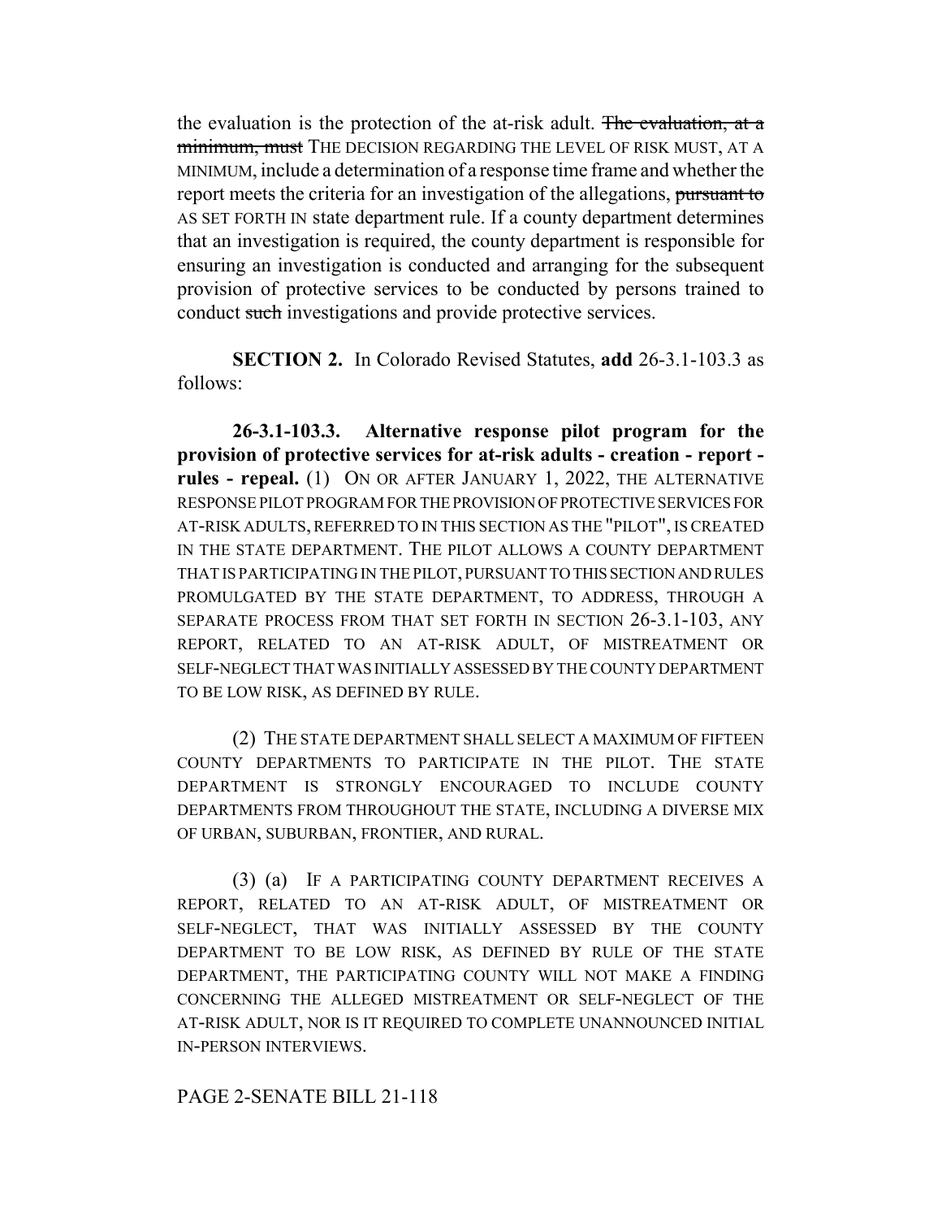the evaluation is the protection of the at-risk adult. ~~The evaluation, at a minimum, must~~ THE DECISION REGARDING THE LEVEL OF RISK MUST, AT A MINIMUM, include a determination of a response time frame and whether the report meets the criteria for an investigation of the allegations, ~~pursuant to~~ AS SET FORTH IN state department rule. If a county department determines that an investigation is required, the county department is responsible for ensuring an investigation is conducted and arranging for the subsequent provision of protective services to be conducted by persons trained to conduct ~~such~~ investigations and provide protective services.

**SECTION 2.** In Colorado Revised Statutes, **add** 26-3.1-103.3 as follows:

**26-3.1-103.3. Alternative response pilot program for the provision of protective services for at-risk adults - creation - report - rules - repeal.** (1) ON OR AFTER JANUARY 1, 2022, THE ALTERNATIVE RESPONSE PILOT PROGRAM FOR THE PROVISION OF PROTECTIVE SERVICES FOR AT-RISK ADULTS, REFERRED TO IN THIS SECTION AS THE "PILOT", IS CREATED IN THE STATE DEPARTMENT. THE PILOT ALLOWS A COUNTY DEPARTMENT THAT IS PARTICIPATING IN THE PILOT, PURSUANT TO THIS SECTION AND RULES PROMULGATED BY THE STATE DEPARTMENT, TO ADDRESS, THROUGH A SEPARATE PROCESS FROM THAT SET FORTH IN SECTION 26-3.1-103, ANY REPORT, RELATED TO AN AT-RISK ADULT, OF MISTREATMENT OR SELF-NEGLECT THAT WAS INITIALLY ASSESSED BY THE COUNTY DEPARTMENT TO BE LOW RISK, AS DEFINED BY RULE.

(2) THE STATE DEPARTMENT SHALL SELECT A MAXIMUM OF FIFTEEN COUNTY DEPARTMENTS TO PARTICIPATE IN THE PILOT. THE STATE DEPARTMENT IS STRONGLY ENCOURAGED TO INCLUDE COUNTY DEPARTMENTS FROM THROUGHOUT THE STATE, INCLUDING A DIVERSE MIX OF URBAN, SUBURBAN, FRONTIER, AND RURAL.

(3) (a) IF A PARTICIPATING COUNTY DEPARTMENT RECEIVES A REPORT, RELATED TO AN AT-RISK ADULT, OF MISTREATMENT OR SELF-NEGLECT, THAT WAS INITIALLY ASSESSED BY THE COUNTY DEPARTMENT TO BE LOW RISK, AS DEFINED BY RULE OF THE STATE DEPARTMENT, THE PARTICIPATING COUNTY WILL NOT MAKE A FINDING CONCERNING THE ALLEGED MISTREATMENT OR SELF-NEGLECT OF THE AT-RISK ADULT, NOR IS IT REQUIRED TO COMPLETE UNANNOUNCED INITIAL IN-PERSON INTERVIEWS.

PAGE 2-SENATE BILL 21-118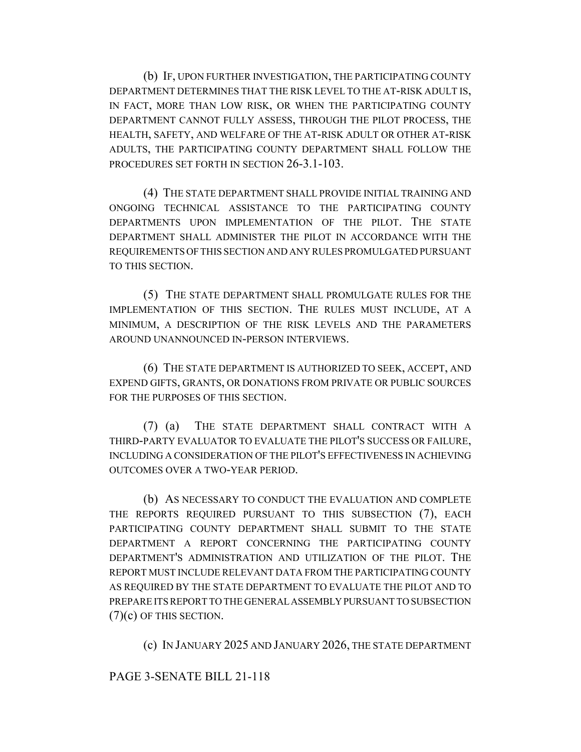(b) IF, UPON FURTHER INVESTIGATION, THE PARTICIPATING COUNTY DEPARTMENT DETERMINES THAT THE RISK LEVEL TO THE AT-RISK ADULT IS, IN FACT, MORE THAN LOW RISK, OR WHEN THE PARTICIPATING COUNTY DEPARTMENT CANNOT FULLY ASSESS, THROUGH THE PILOT PROCESS, THE HEALTH, SAFETY, AND WELFARE OF THE AT-RISK ADULT OR OTHER AT-RISK ADULTS, THE PARTICIPATING COUNTY DEPARTMENT SHALL FOLLOW THE PROCEDURES SET FORTH IN SECTION 26-3.1-103.

(4) THE STATE DEPARTMENT SHALL PROVIDE INITIAL TRAINING AND ONGOING TECHNICAL ASSISTANCE TO THE PARTICIPATING COUNTY DEPARTMENTS UPON IMPLEMENTATION OF THE PILOT. THE STATE DEPARTMENT SHALL ADMINISTER THE PILOT IN ACCORDANCE WITH THE REQUIREMENTS OF THIS SECTION AND ANY RULES PROMULGATED PURSUANT TO THIS SECTION.

(5) THE STATE DEPARTMENT SHALL PROMULGATE RULES FOR THE IMPLEMENTATION OF THIS SECTION. THE RULES MUST INCLUDE, AT A MINIMUM, A DESCRIPTION OF THE RISK LEVELS AND THE PARAMETERS AROUND UNANNOUNCED IN-PERSON INTERVIEWS.

(6) THE STATE DEPARTMENT IS AUTHORIZED TO SEEK, ACCEPT, AND EXPEND GIFTS, GRANTS, OR DONATIONS FROM PRIVATE OR PUBLIC SOURCES FOR THE PURPOSES OF THIS SECTION.

(7) (a) THE STATE DEPARTMENT SHALL CONTRACT WITH A THIRD-PARTY EVALUATOR TO EVALUATE THE PILOT'S SUCCESS OR FAILURE, INCLUDING A CONSIDERATION OF THE PILOT'S EFFECTIVENESS IN ACHIEVING OUTCOMES OVER A TWO-YEAR PERIOD.

(b) AS NECESSARY TO CONDUCT THE EVALUATION AND COMPLETE THE REPORTS REQUIRED PURSUANT TO THIS SUBSECTION (7), EACH PARTICIPATING COUNTY DEPARTMENT SHALL SUBMIT TO THE STATE DEPARTMENT A REPORT CONCERNING THE PARTICIPATING COUNTY DEPARTMENT'S ADMINISTRATION AND UTILIZATION OF THE PILOT. THE REPORT MUST INCLUDE RELEVANT DATA FROM THE PARTICIPATING COUNTY AS REQUIRED BY THE STATE DEPARTMENT TO EVALUATE THE PILOT AND TO PREPARE ITS REPORT TO THE GENERAL ASSEMBLY PURSUANT TO SUBSECTION (7)(c) OF THIS SECTION.

(c) IN JANUARY 2025 AND JANUARY 2026, THE STATE DEPARTMENT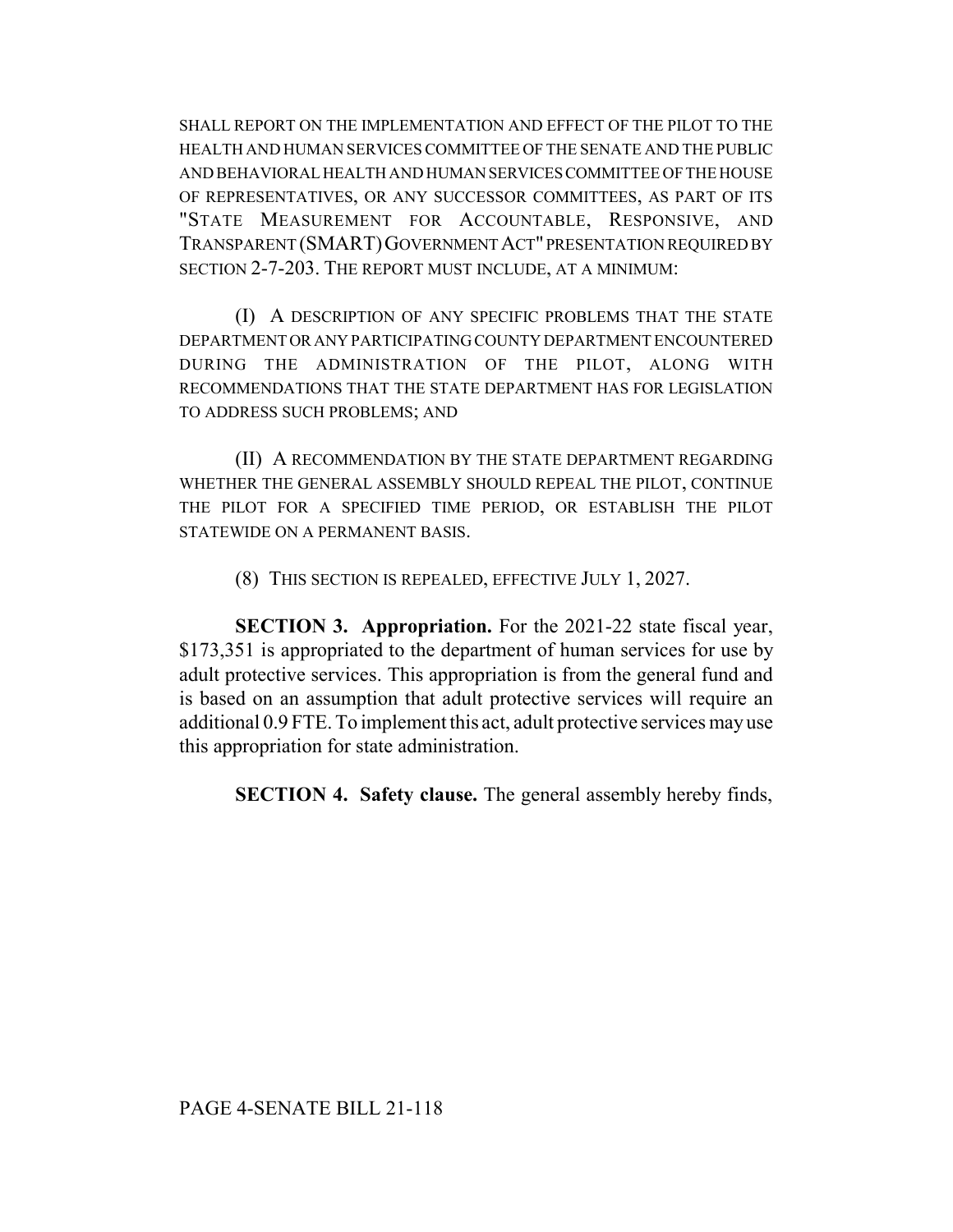SHALL REPORT ON THE IMPLEMENTATION AND EFFECT OF THE PILOT TO THE HEALTH AND HUMAN SERVICES COMMITTEE OF THE SENATE AND THE PUBLIC AND BEHAVIORAL HEALTH AND HUMAN SERVICES COMMITTEE OF THE HOUSE OF REPRESENTATIVES, OR ANY SUCCESSOR COMMITTEES, AS PART OF ITS "STATE MEASUREMENT FOR ACCOUNTABLE, RESPONSIVE, AND TRANSPARENT (SMART) GOVERNMENT ACT" PRESENTATION REQUIRED BY SECTION 2-7-203. THE REPORT MUST INCLUDE, AT A MINIMUM:

(I) A DESCRIPTION OF ANY SPECIFIC PROBLEMS THAT THE STATE DEPARTMENT OR ANY PARTICIPATING COUNTY DEPARTMENT ENCOUNTERED DURING THE ADMINISTRATION OF THE PILOT, ALONG WITH RECOMMENDATIONS THAT THE STATE DEPARTMENT HAS FOR LEGISLATION TO ADDRESS SUCH PROBLEMS; AND

(II) A RECOMMENDATION BY THE STATE DEPARTMENT REGARDING WHETHER THE GENERAL ASSEMBLY SHOULD REPEAL THE PILOT, CONTINUE THE PILOT FOR A SPECIFIED TIME PERIOD, OR ESTABLISH THE PILOT STATEWIDE ON A PERMANENT BASIS.

(8) THIS SECTION IS REPEALED, EFFECTIVE JULY 1, 2027.

**SECTION 3. Appropriation.** For the 2021-22 state fiscal year, $173,351 is appropriated to the department of human services for use by adult protective services. This appropriation is from the general fund and is based on an assumption that adult protective services will require an additional 0.9 FTE. To implement this act, adult protective services may use this appropriation for state administration.

**SECTION 4. Safety clause.** The general assembly hereby finds,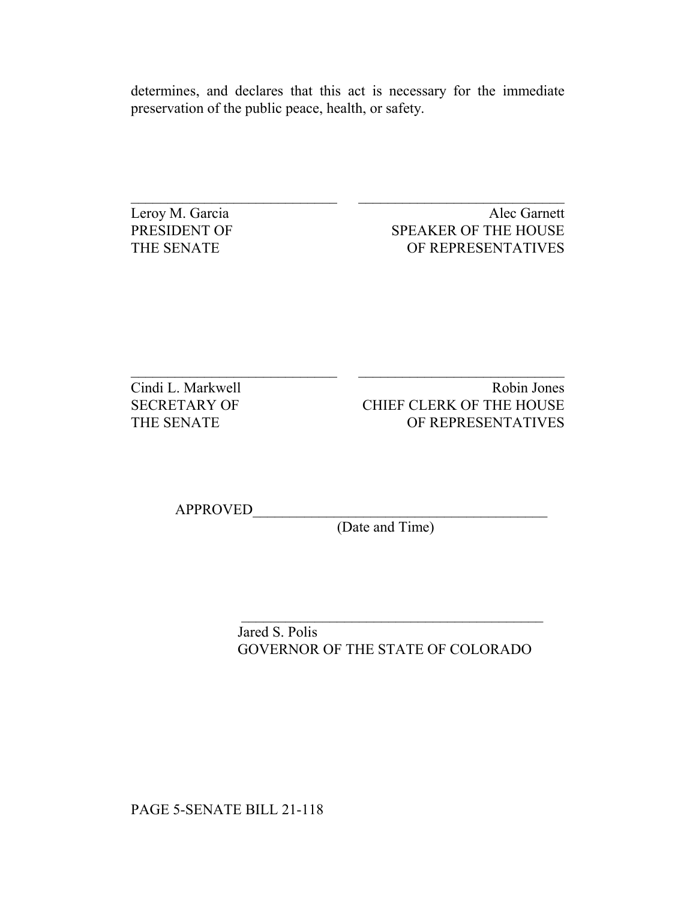determines, and declares that this act is necessary for the immediate preservation of the public peace, health, or safety.

| | |
|---|---|
| ____________________________ | ____________________________ |
| Leroy M. Garcia | Alec Garnett |
| PRESIDENT OF THE SENATE | SPEAKER OF THE HOUSE OF REPRESENTATIVES |

| | |
|---|---|
| ____________________________ | ____________________________ |
| Cindi L. Markwell | Robin Jones |
| SECRETARY OF THE SENATE | CHIEF CLERK OF THE HOUSE OF REPRESENTATIVES |

APPROVED________________________________________
(Date and Time)

_________________________________________
Jared S. Polis
GOVERNOR OF THE STATE OF COLORADO

PAGE 5-SENATE BILL 21-118